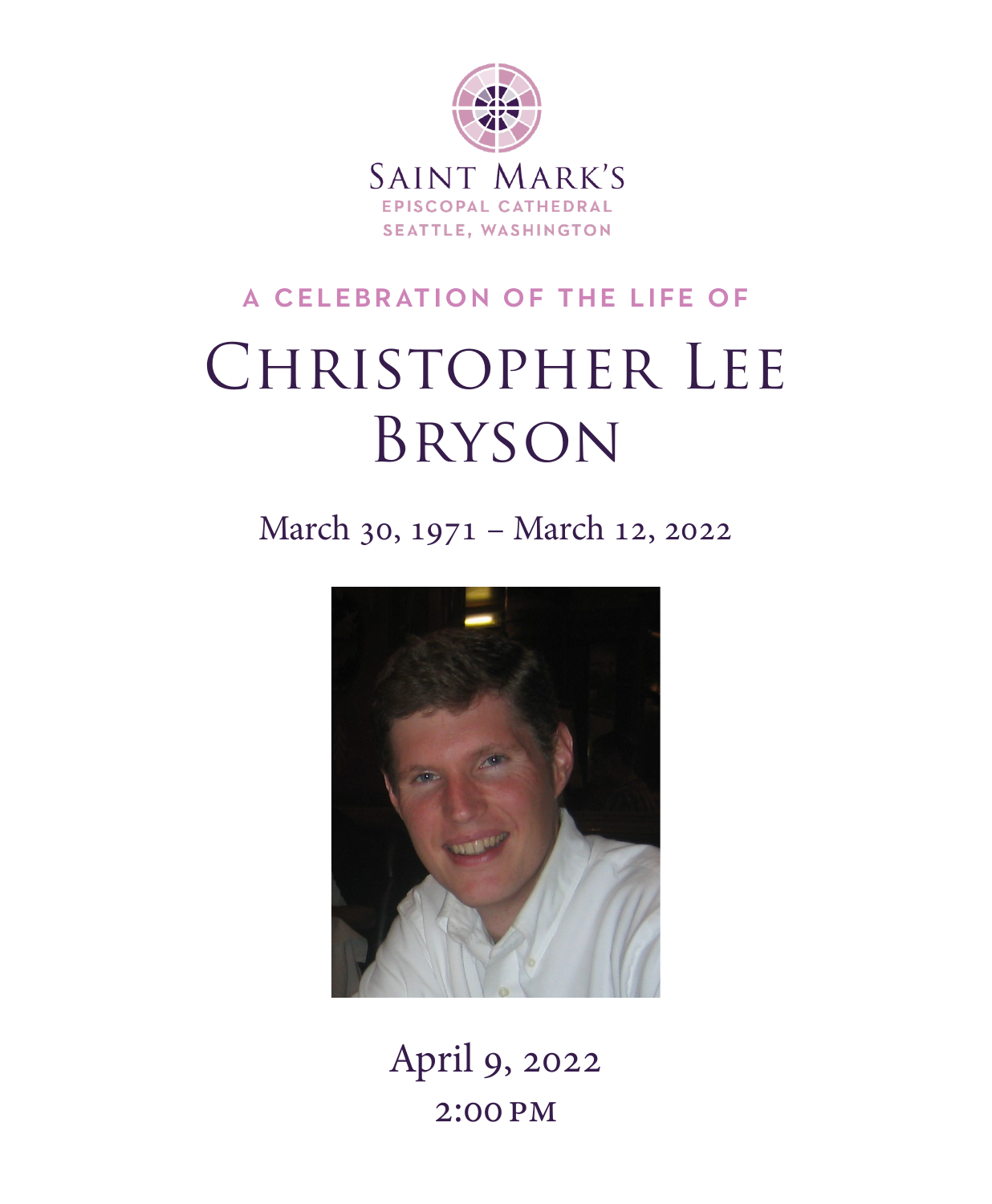Saint Mark's
Episcopal Cathedral
Seattle, Washington

A CELEBRATION OF THE LIFE OF

# Christopher Lee Bryson

March 30, 1971 – March 12, 2022

April 9, 2022
2:00 PM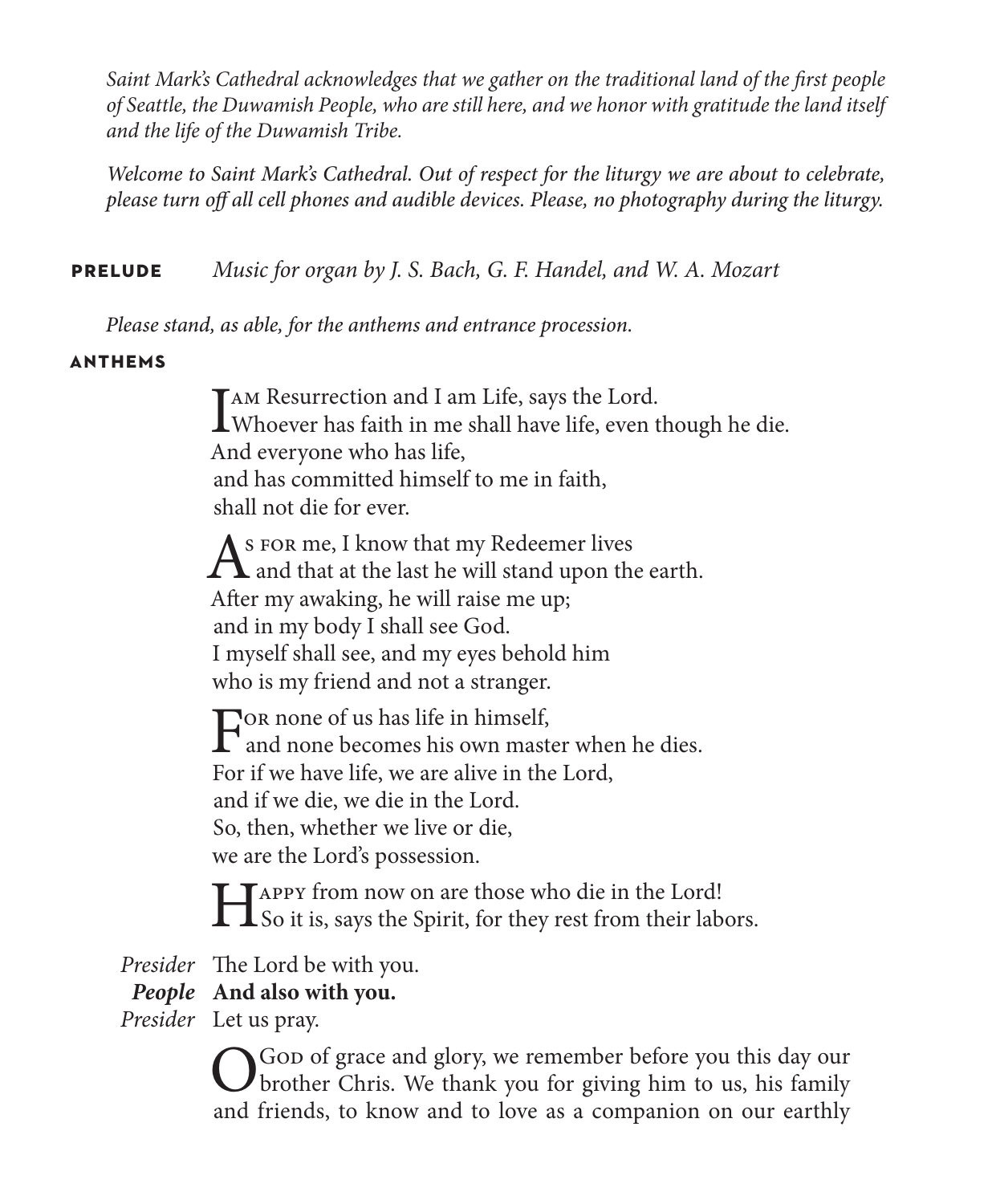*Saint Mark's Cathedral acknowledges that we gather on the traditional land of the first people of Seattle, the Duwamish People, who are still here, and we honor with gratitude the land itself and the life of the Duwamish Tribe.*

*Welcome to Saint Mark's Cathedral. Out of respect for the liturgy we are about to celebrate, please turn off all cell phones and audible devices. Please, no photography during the liturgy.*

**PRELUDE** *Music for organ by J. S. Bach, G. F. Handel, and W. A. Mozart*

*Please stand, as able, for the anthems and entrance procession.*

**ANTHEMS**

I am Resurrection and I am Life, says the Lord.
Whoever has faith in me shall have life, even though he die.
And everyone who has life,
and has committed himself to me in faith,
shall not die for ever.

As for me, I know that my Redeemer lives
and that at the last he will stand upon the earth.
After my awaking, he will raise me up;
and in my body I shall see God.
I myself shall see, and my eyes behold him
who is my friend and not a stranger.

For none of us has life in himself,
and none becomes his own master when he dies.
For if we have life, we are alive in the Lord,
and if we die, we die in the Lord.
So, then, whether we live or die,
we are the Lord's possession.

Happy from now on are those who die in the Lord!
So it is, says the Spirit, for they rest from their labors.

*Presider* The Lord be with you.
***People*** **And also with you.**
*Presider* Let us pray.

O God of grace and glory, we remember before you this day our brother Chris. We thank you for giving him to us, his family and friends, to know and to love as a companion on our earthly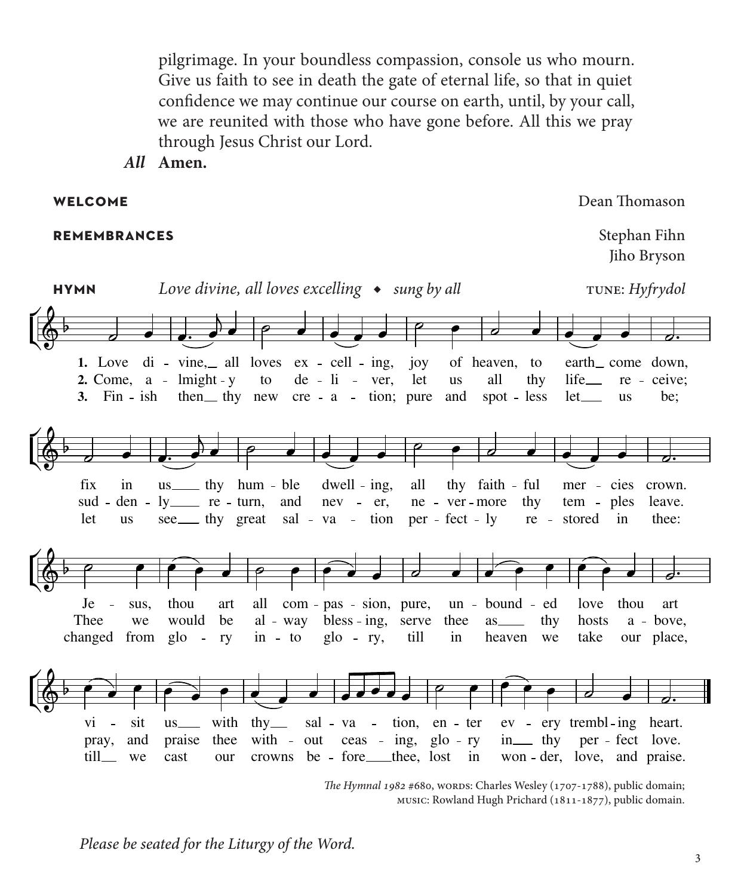pilgrimage. In your boundless compassion, console us who mourn. Give us faith to see in death the gate of eternal life, so that in quiet confidence we may continue our course on earth, until, by your call, we are reunited with those who have gone before. All this we pray through Jesus Christ our Lord.

*All* **Amen.**

**WELCOME** Dean Thomason

**REMEMBRANCES** Stephan Fihn
Jiho Bryson

**HYMN** *Love divine, all loves excelling* ◆ *sung by all* TUNE: *Hyfrydol*

1. Love divine, all loves excelling, joy of heaven, to earth come down, fix in us thy humble dwelling, all thy faithful mercies crown. Jesus, thou art all compassion, pure, unbounded love thou art; visit us with thy salvation, enter every trembling heart.

2. Come, almighty to deliver, let us all thy life receive; suddenly return, and never, nevermore thy temples leave. Thee we would be alway blessing, serve thee as thy hosts above, pray, and praise thee without ceasing, glory in thy perfect love.

3. Finish then thy new creation; pure and spotless let us be; let us see thy great salvation perfectly restored in thee: changed from glory into glory, till in heaven we take our place, till we cast our crowns before thee, lost in wonder, love, and praise.

*The Hymnal 1982* #680, WORDS: Charles Wesley (1707-1788), public domain;
MUSIC: Rowland Hugh Prichard (1811-1877), public domain.

*Please be seated for the Liturgy of the Word.*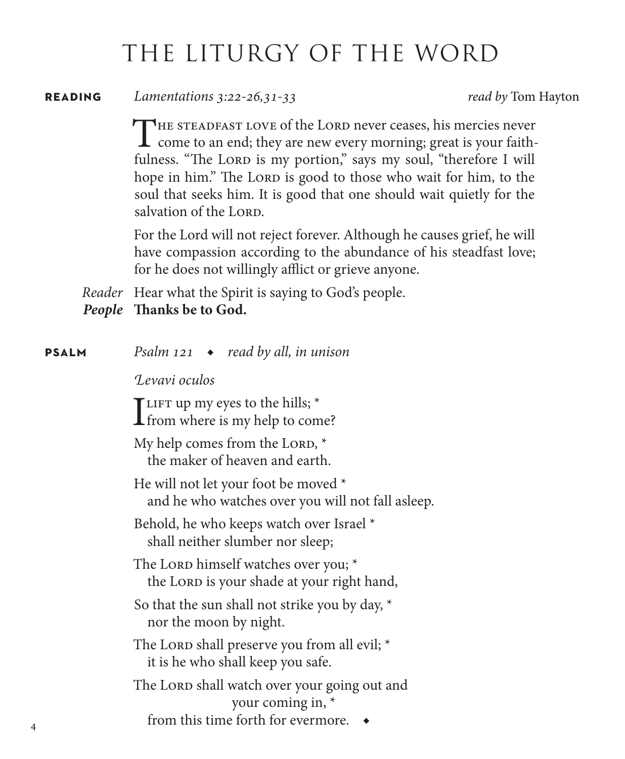# THE LITURGY OF THE WORD

**READING** *Lamentations 3:22-26,31-33* *read by* Tom Hayton

THE STEADFAST LOVE of the LORD never ceases, his mercies never come to an end; they are new every morning; great is your faithfulness. "The LORD is my portion," says my soul, "therefore I will hope in him." The LORD is good to those who wait for him, to the soul that seeks him. It is good that one should wait quietly for the salvation of the LORD.

For the Lord will not reject forever. Although he causes grief, he will have compassion according to the abundance of his steadfast love; for he does not willingly afflict or grieve anyone.

*Reader* Hear what the Spirit is saying to God's people.
***People*** **Thanks be to God.**

**PSALM** *Psalm 121 ◆ read by all, in unison*

*Levavi oculos*

I LIFT up my eyes to the hills; *
from where is my help to come?

My help comes from the LORD, *
the maker of heaven and earth.

He will not let your foot be moved *
and he who watches over you will not fall asleep.

Behold, he who keeps watch over Israel *
shall neither slumber nor sleep;

The LORD himself watches over you; *
the LORD is your shade at your right hand,

So that the sun shall not strike you by day, *
nor the moon by night.

The LORD shall preserve you from all evil; *
it is he who shall keep you safe.

The LORD shall watch over your going out and your coming in, *
from this time forth for evermore. ◆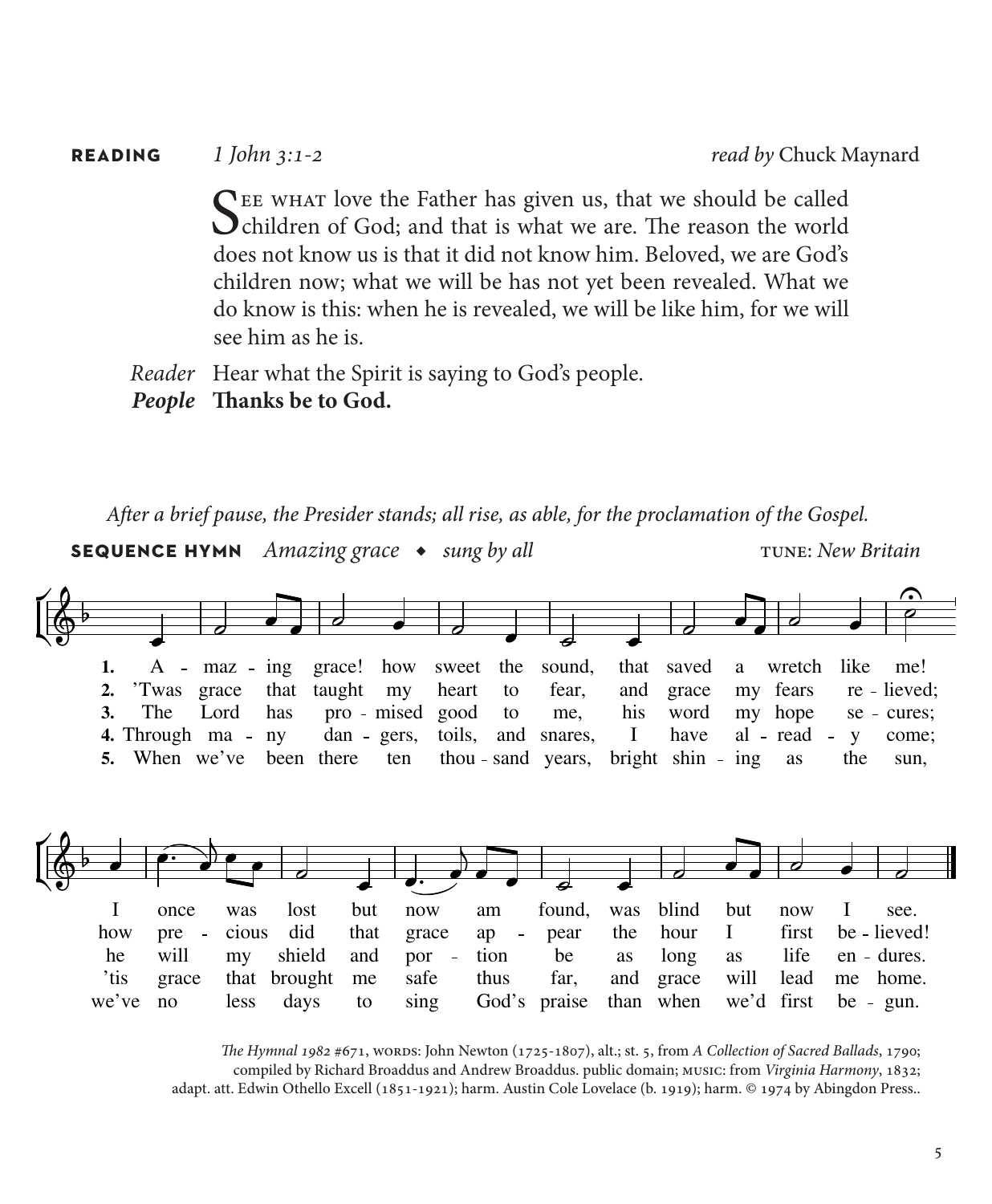**READING** *1 John 3:1-2* *read by* Chuck Maynard

SEE WHAT love the Father has given us, that we should be called children of God; and that is what we are. The reason the world does not know us is that it did not know him. Beloved, we are God's children now; what we will be has not yet been revealed. What we do know is this: when he is revealed, we will be like him, for we will see him as he is.

*Reader* Hear what the Spirit is saying to God's people.
***People*** **Thanks be to God.**

*After a brief pause, the Presider stands; all rise, as able, for the proclamation of the Gospel.*

**SEQUENCE HYMN** *Amazing grace* ◆ *sung by all* TUNE: *New Britain*

1. Amazing grace! how sweet the sound, that saved a wretch like me! I once was lost but now am found, was blind but now I see.
2. 'Twas grace that taught my heart to fear, and grace my fears relieved; how precious did that grace appear the hour I first believed!
3. The Lord has promised good to me, his word my hope secures; he will my shield and portion be as long as life endures.
4. Through many dangers, toils, and snares, I have already come; 'tis grace that brought me safe thus far, and grace will lead me home.
5. When we've been there ten thousand years, bright shining as the sun, we've no less days to sing God's praise than when we'd first begun.

*The Hymnal 1982* #671, WORDS: John Newton (1725-1807), alt.; st. 5, from *A Collection of Sacred Ballads*, 1790; compiled by Richard Broaddus and Andrew Broaddus. public domain; MUSIC: from *Virginia Harmony*, 1832; adapt. att. Edwin Othello Excell (1851-1921); harm. Austin Cole Lovelace (b. 1919); harm. © 1974 by Abingdon Press..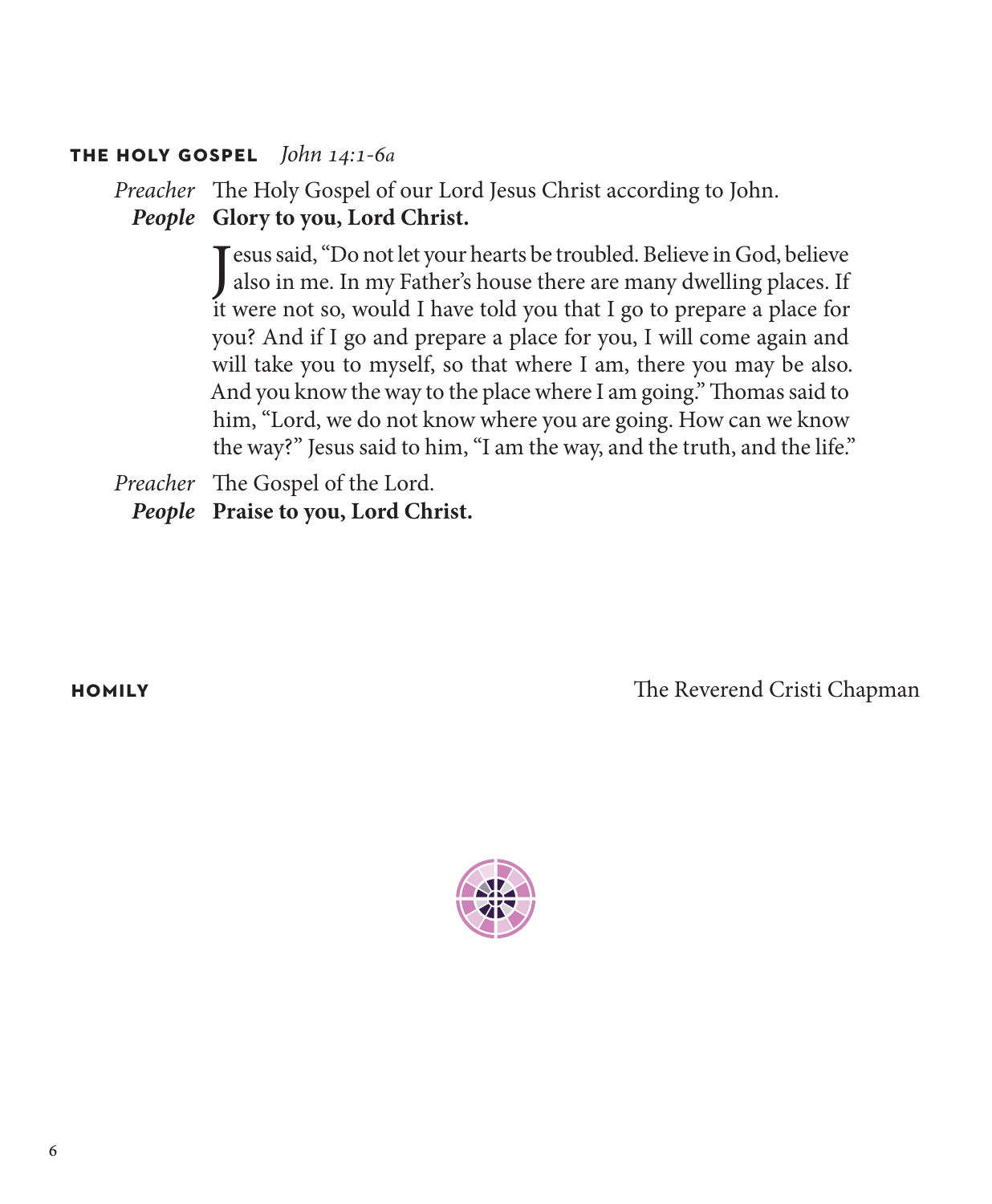## THE HOLY GOSPEL *John 14:1-6a*

*Preacher* The Holy Gospel of our Lord Jesus Christ according to John.
***People*** **Glory to you, Lord Christ.**

Jesus said, "Do not let your hearts be troubled. Believe in God, believe also in me. In my Father's house there are many dwelling places. If it were not so, would I have told you that I go to prepare a place for you? And if I go and prepare a place for you, I will come again and will take you to myself, so that where I am, there you may be also. And you know the way to the place where I am going." Thomas said to him, "Lord, we do not know where you are going. How can we know the way?" Jesus said to him, "I am the way, and the truth, and the life."

*Preacher* The Gospel of the Lord.
***People*** **Praise to you, Lord Christ.**

## HOMILY

The Reverend Cristi Chapman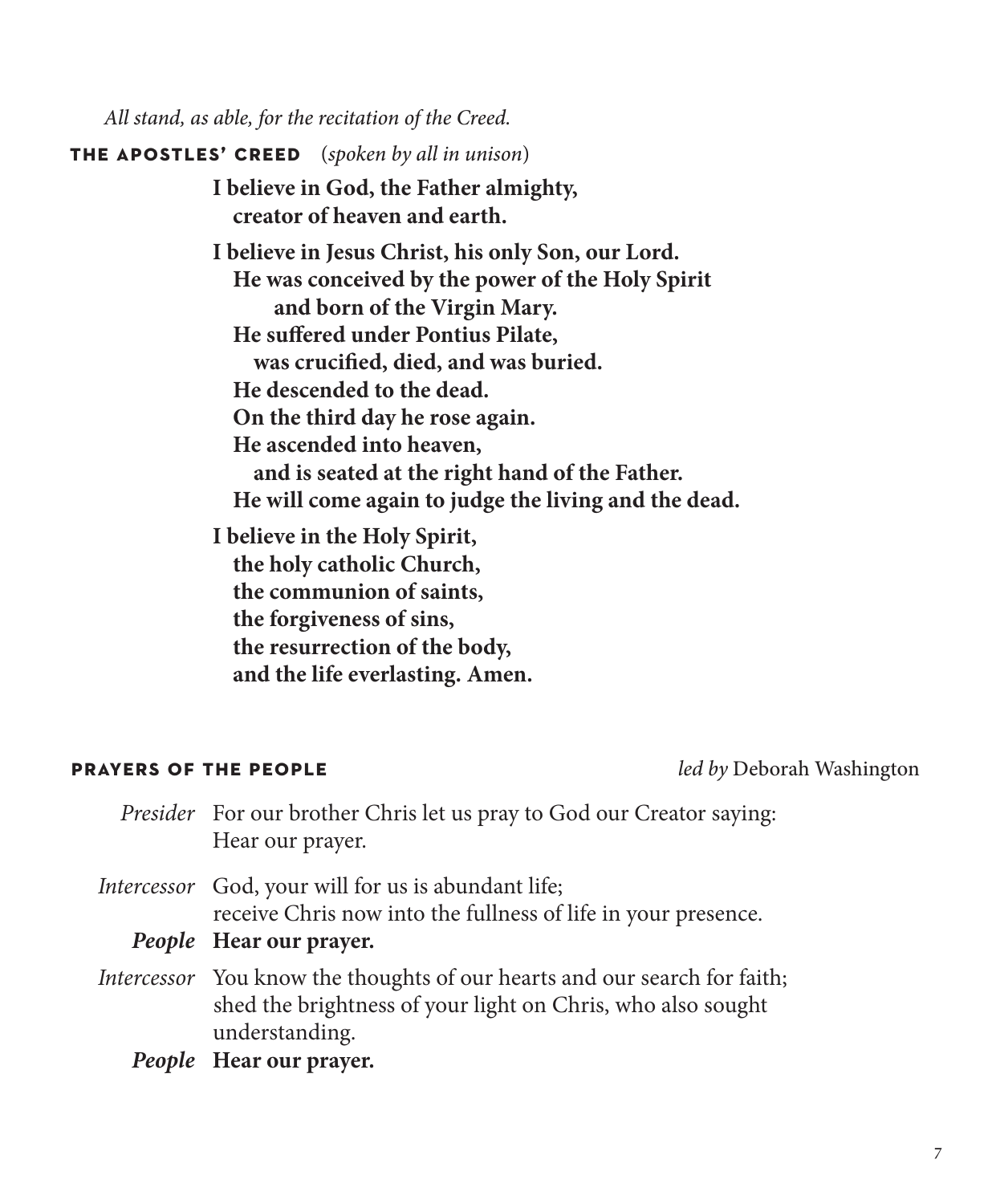*All stand, as able, for the recitation of the Creed.*

## THE APOSTLES' CREED (*spoken by all in unison*)

**I believe in God, the Father almighty,**
**creator of heaven and earth.**

**I believe in Jesus Christ, his only Son, our Lord.**
**He was conceived by the power of the Holy Spirit**
**and born of the Virgin Mary.**
**He suffered under Pontius Pilate,**
**was crucified, died, and was buried.**
**He descended to the dead.**
**On the third day he rose again.**
**He ascended into heaven,**
**and is seated at the right hand of the Father.**
**He will come again to judge the living and the dead.**

**I believe in the Holy Spirit,**
**the holy catholic Church,**
**the communion of saints,**
**the forgiveness of sins,**
**the resurrection of the body,**
**and the life everlasting. Amen.**

## PRAYERS OF THE PEOPLE *led by* Deborah Washington

*Presider* For our brother Chris let us pray to God our Creator saying: Hear our prayer.

*Intercessor* God, your will for us is abundant life; receive Chris now into the fullness of life in your presence.

***People*** **Hear our prayer.**

*Intercessor* You know the thoughts of our hearts and our search for faith; shed the brightness of your light on Chris, who also sought understanding.

***People*** **Hear our prayer.**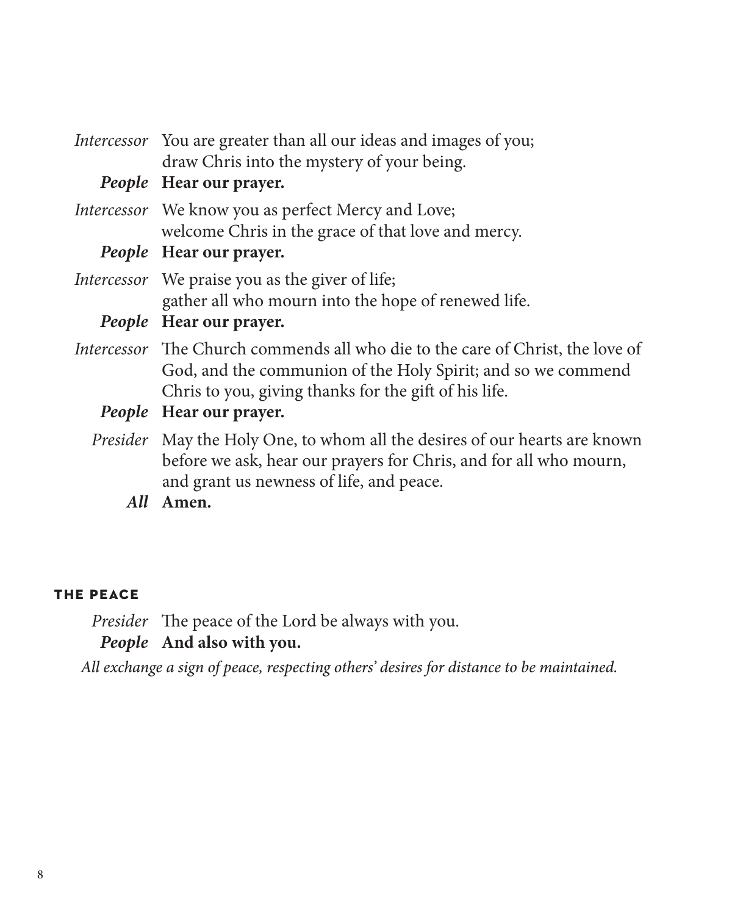*Intercessor* You are greater than all our ideas and images of you;
draw Chris into the mystery of your being.

***People*** **Hear our prayer.**

*Intercessor* We know you as perfect Mercy and Love;
welcome Chris in the grace of that love and mercy.

***People*** **Hear our prayer.**

*Intercessor* We praise you as the giver of life;
gather all who mourn into the hope of renewed life.

***People*** **Hear our prayer.**

*Intercessor* The Church commends all who die to the care of Christ, the love of God, and the communion of the Holy Spirit; and so we commend Chris to you, giving thanks for the gift of his life.

***People*** **Hear our prayer.**

*Presider* May the Holy One, to whom all the desires of our hearts are known before we ask, hear our prayers for Chris, and for all who mourn, and grant us newness of life, and peace.

***All*** **Amen.**

### THE PEACE

*Presider* The peace of the Lord be always with you.

***People*** **And also with you.**

*All exchange a sign of peace, respecting others' desires for distance to be maintained.*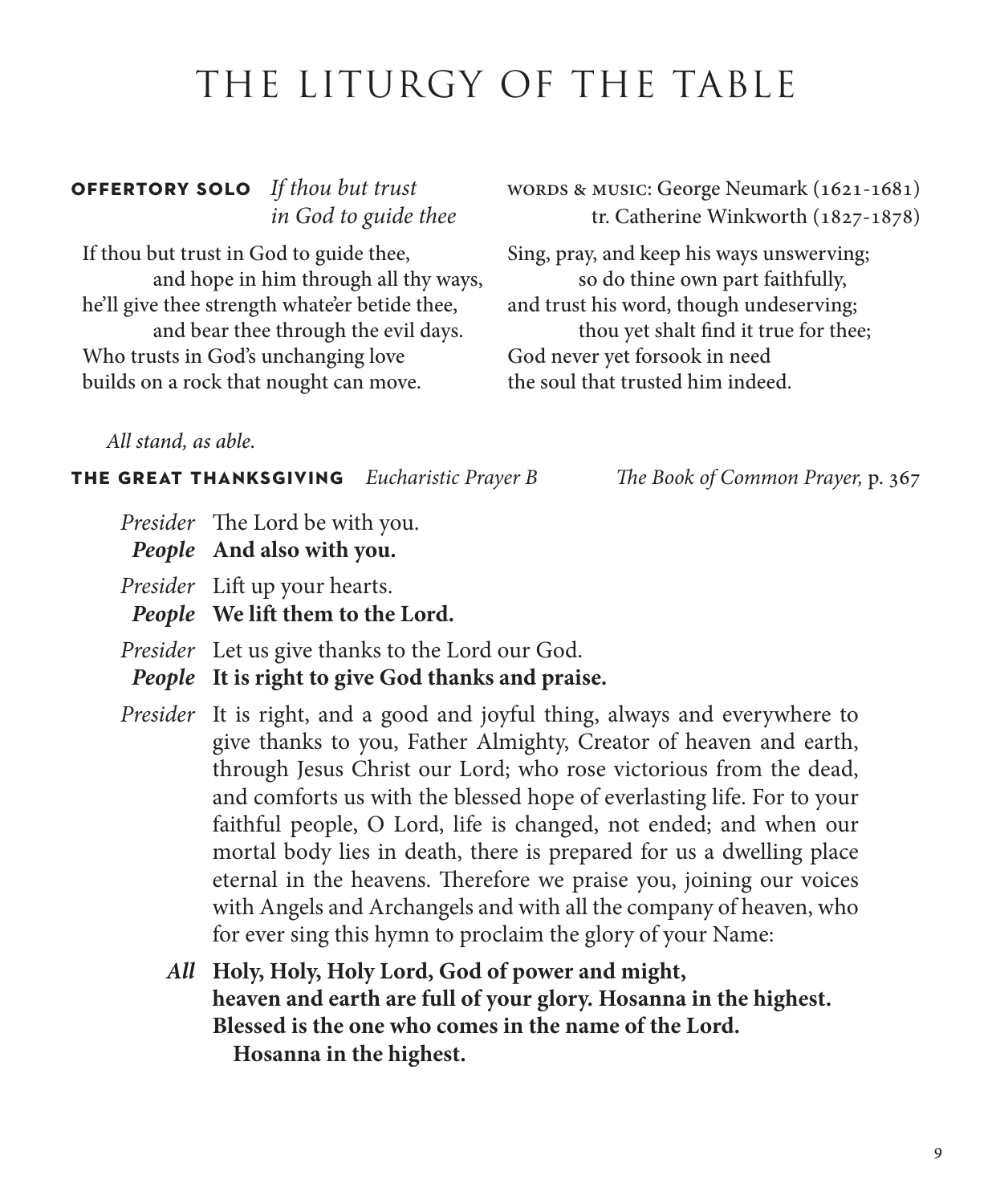# THE LITURGY OF THE TABLE

**OFFERTORY SOLO** *If thou but trust in God to guide thee*

WORDS & MUSIC: George Neumark (1621-1681)
tr. Catherine Winkworth (1827-1878)

If thou but trust in God to guide thee,
and hope in him through all thy ways,
he'll give thee strength whate'er betide thee,
and bear thee through the evil days.
Who trusts in God's unchanging love
builds on a rock that nought can move.

Sing, pray, and keep his ways unswerving;
so do thine own part faithfully,
and trust his word, though undeserving;
thou yet shalt find it true for thee;
God never yet forsook in need
the soul that trusted him indeed.

*All stand, as able.*

**THE GREAT THANKSGIVING** *Eucharistic Prayer B* *The Book of Common Prayer,* p. 367

*Presider* The Lord be with you.
***People*** **And also with you.**

*Presider* Lift up your hearts.
***People*** **We lift them to the Lord.**

*Presider* Let us give thanks to the Lord our God.
***People*** **It is right to give God thanks and praise.**

*Presider* It is right, and a good and joyful thing, always and everywhere to give thanks to you, Father Almighty, Creator of heaven and earth, through Jesus Christ our Lord; who rose victorious from the dead, and comforts us with the blessed hope of everlasting life. For to your faithful people, O Lord, life is changed, not ended; and when our mortal body lies in death, there is prepared for us a dwelling place eternal in the heavens. Therefore we praise you, joining our voices with Angels and Archangels and with all the company of heaven, who for ever sing this hymn to proclaim the glory of your Name:

***All*** **Holy, Holy, Holy Lord, God of power and might,
heaven and earth are full of your glory. Hosanna in the highest.
Blessed is the one who comes in the name of the Lord.
Hosanna in the highest.**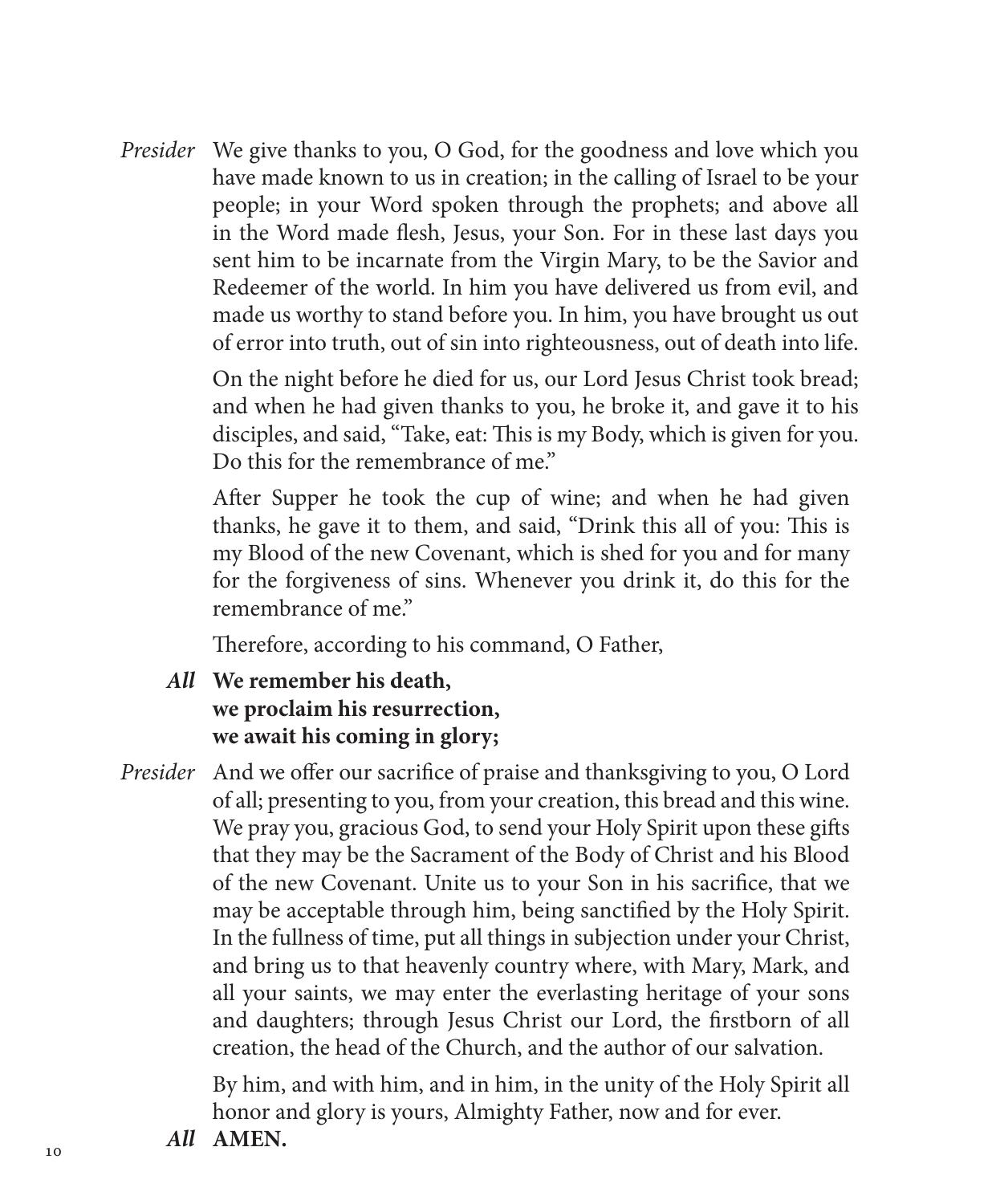*Presider* We give thanks to you, O God, for the goodness and love which you have made known to us in creation; in the calling of Israel to be your people; in your Word spoken through the prophets; and above all in the Word made flesh, Jesus, your Son. For in these last days you sent him to be incarnate from the Virgin Mary, to be the Savior and Redeemer of the world. In him you have delivered us from evil, and made us worthy to stand before you. In him, you have brought us out of error into truth, out of sin into righteousness, out of death into life.

On the night before he died for us, our Lord Jesus Christ took bread; and when he had given thanks to you, he broke it, and gave it to his disciples, and said, "Take, eat: This is my Body, which is given for you. Do this for the remembrance of me."

After Supper he took the cup of wine; and when he had given thanks, he gave it to them, and said, "Drink this all of you: This is my Blood of the new Covenant, which is shed for you and for many for the forgiveness of sins. Whenever you drink it, do this for the remembrance of me."

Therefore, according to his command, O Father,

***All*** **We remember his death,
we proclaim his resurrection,
we await his coming in glory;**

*Presider* And we offer our sacrifice of praise and thanksgiving to you, O Lord of all; presenting to you, from your creation, this bread and this wine. We pray you, gracious God, to send your Holy Spirit upon these gifts that they may be the Sacrament of the Body of Christ and his Blood of the new Covenant. Unite us to your Son in his sacrifice, that we may be acceptable through him, being sanctified by the Holy Spirit. In the fullness of time, put all things in subjection under your Christ, and bring us to that heavenly country where, with Mary, Mark, and all your saints, we may enter the everlasting heritage of your sons and daughters; through Jesus Christ our Lord, the firstborn of all creation, the head of the Church, and the author of our salvation.

By him, and with him, and in him, in the unity of the Holy Spirit all honor and glory is yours, Almighty Father, now and for ever.

***All*** **AMEN.**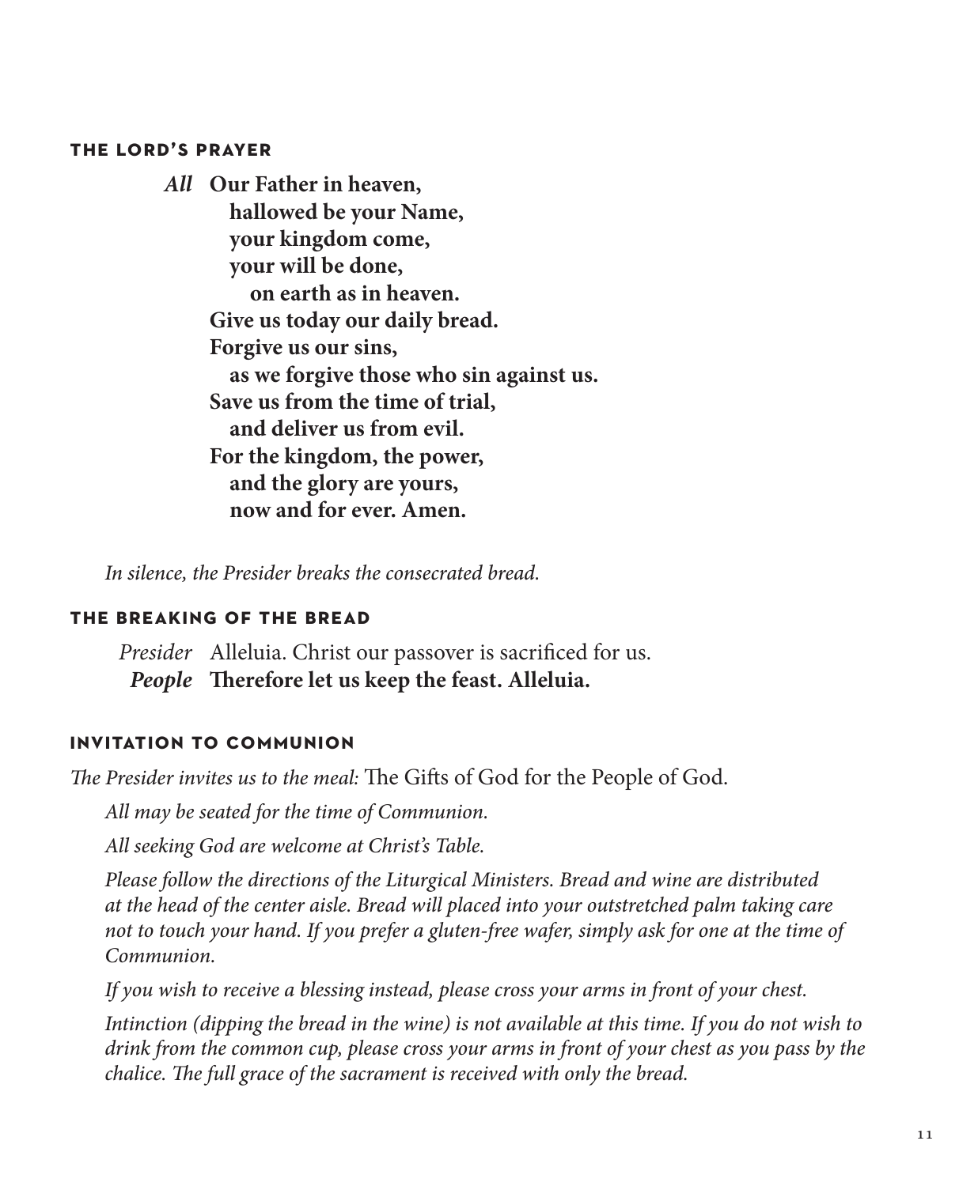### THE LORD'S PRAYER

***All*** **Our Father in heaven,**
**hallowed be your Name,**
**your kingdom come,**
**your will be done,**
**on earth as in heaven.**
**Give us today our daily bread.**
**Forgive us our sins,**
**as we forgive those who sin against us.**
**Save us from the time of trial,**
**and deliver us from evil.**
**For the kingdom, the power,**
**and the glory are yours,**
**now and for ever. Amen.**

*In silence, the Presider breaks the consecrated bread.*

### THE BREAKING OF THE BREAD

*Presider* Alleluia. Christ our passover is sacrificed for us.
***People*** **Therefore let us keep the feast. Alleluia.**

### INVITATION TO COMMUNION

*The Presider invites us to the meal:* The Gifts of God for the People of God.

*All may be seated for the time of Communion.*

*All seeking God are welcome at Christ's Table.*

*Please follow the directions of the Liturgical Ministers. Bread and wine are distributed at the head of the center aisle. Bread will placed into your outstretched palm taking care not to touch your hand. If you prefer a gluten-free wafer, simply ask for one at the time of Communion.*

*If you wish to receive a blessing instead, please cross your arms in front of your chest.*

*Intinction (dipping the bread in the wine) is not available at this time. If you do not wish to drink from the common cup, please cross your arms in front of your chest as you pass by the chalice. The full grace of the sacrament is received with only the bread.*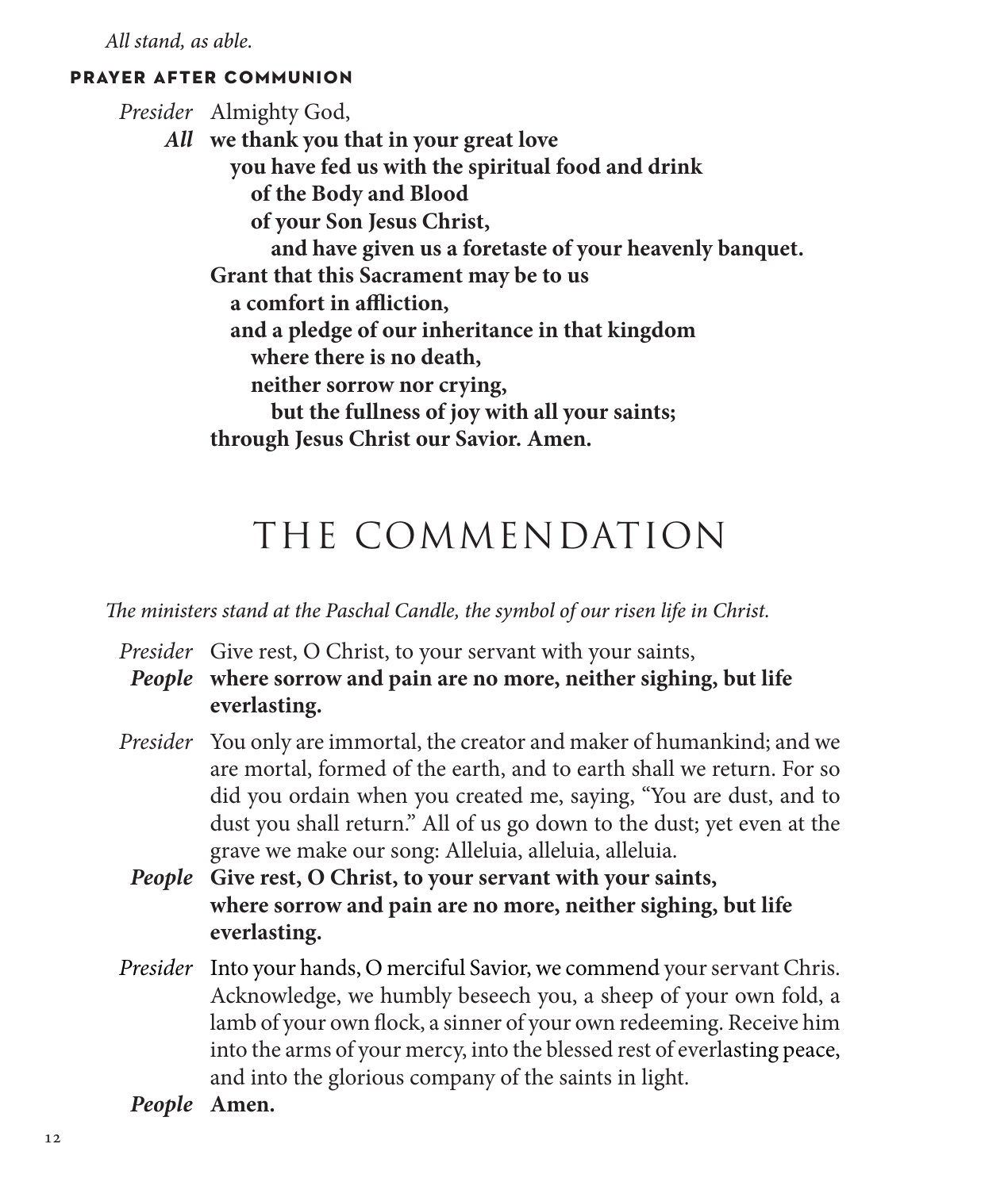*All stand, as able.*

### PRAYER AFTER COMMUNION

*Presider* Almighty God,

***All*** **we thank you that in your great love**
**you have fed us with the spiritual food and drink**
**of the Body and Blood**
**of your Son Jesus Christ,**
**and have given us a foretaste of your heavenly banquet.**
**Grant that this Sacrament may be to us**
**a comfort in affliction,**
**and a pledge of our inheritance in that kingdom**
**where there is no death,**
**neither sorrow nor crying,**
**but the fullness of joy with all your saints;**
**through Jesus Christ our Savior. Amen.**

## THE COMMENDATION

*The ministers stand at the Paschal Candle, the symbol of our risen life in Christ.*

*Presider* Give rest, O Christ, to your servant with your saints,

***People*** **where sorrow and pain are no more, neither sighing, but life everlasting.**

*Presider* You only are immortal, the creator and maker of humankind; and we are mortal, formed of the earth, and to earth shall we return. For so did you ordain when you created me, saying, "You are dust, and to dust you shall return." All of us go down to the dust; yet even at the grave we make our song: Alleluia, alleluia, alleluia.

***People*** **Give rest, O Christ, to your servant with your saints, where sorrow and pain are no more, neither sighing, but life everlasting.**

*Presider* Into your hands, O merciful Savior, we commend your servant Chris. Acknowledge, we humbly beseech you, a sheep of your own fold, a lamb of your own flock, a sinner of your own redeeming. Receive him into the arms of your mercy, into the blessed rest of everlasting peace, and into the glorious company of the saints in light.

***People*** **Amen.**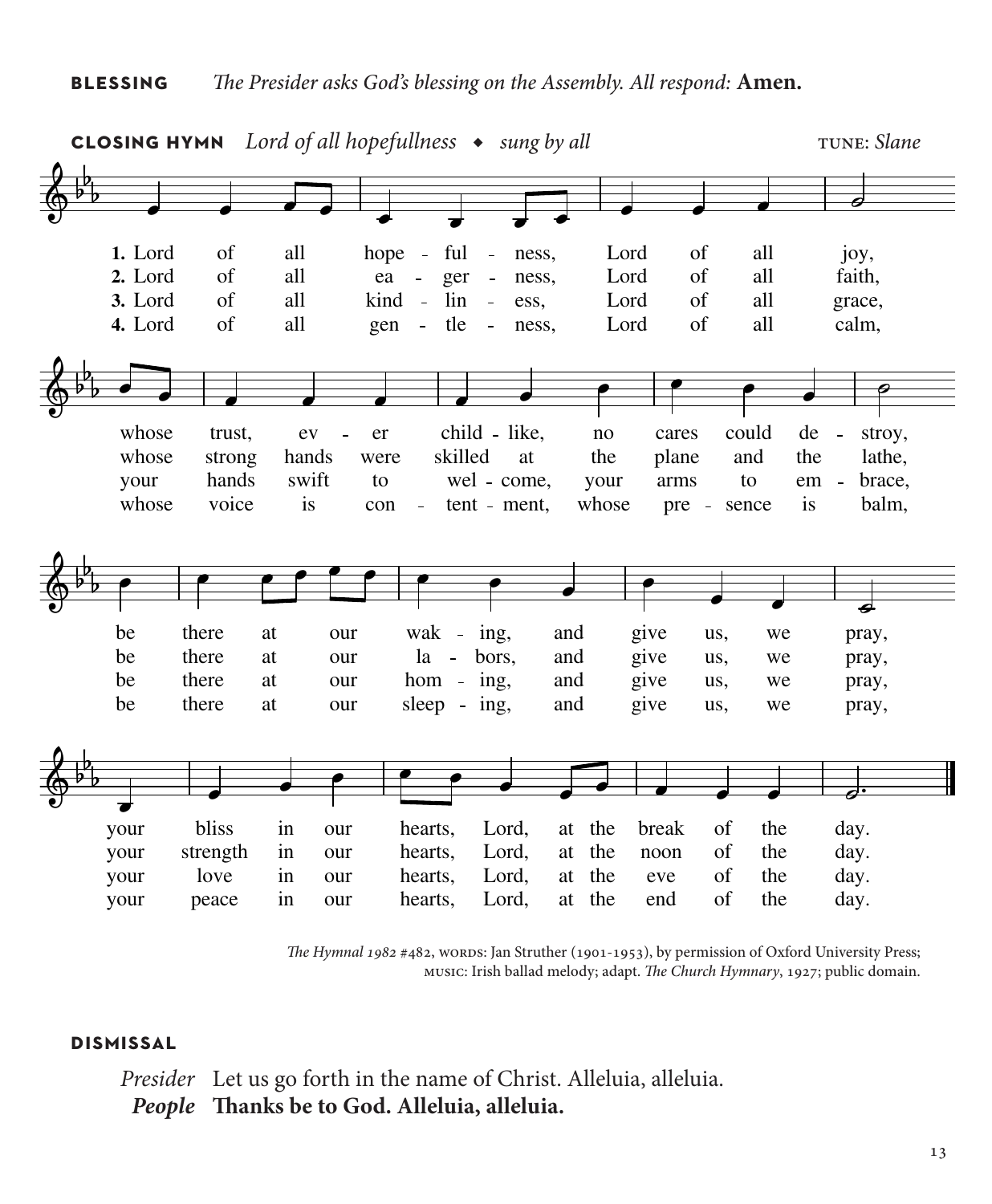**BLESSING** *The Presider asks God's blessing on the Assembly. All respond:* **Amen.**

**CLOSING HYMN** *Lord of all hopefullness* ◆ *sung by all* TUNE: *Slane*

1. Lord of all hope - ful - ness, Lord of all joy, whose trust, ev - er child - like, no cares could de - stroy, be there at our wak - ing, and give us, we pray, your bliss in our hearts, Lord, at the break of the day.

2. Lord of all ea - ger - ness, Lord of all faith, whose strong hands were skilled at the plane and the lathe, be there at our la - bors, and give us, we pray, your strength in our hearts, Lord, at the noon of the day.

3. Lord of all kind - lin - ess, Lord of all grace, your hands swift to wel - come, your arms to em - brace, be there at our hom - ing, and give us, we pray, your love in our hearts, Lord, at the eve of the day.

4. Lord of all gen - tle - ness, Lord of all calm, whose voice is con - tent - ment, whose pre - sence is balm, be there at our sleep - ing, and give us, we pray, your peace in our hearts, Lord, at the end of the day.

*The Hymnal 1982* #482, WORDS: Jan Struther (1901-1953), by permission of Oxford University Press; MUSIC: Irish ballad melody; adapt. *The Church Hymnary*, 1927; public domain.

**DISMISSAL**

*Presider* Let us go forth in the name of Christ. Alleluia, alleluia.
***People*** **Thanks be to God. Alleluia, alleluia.**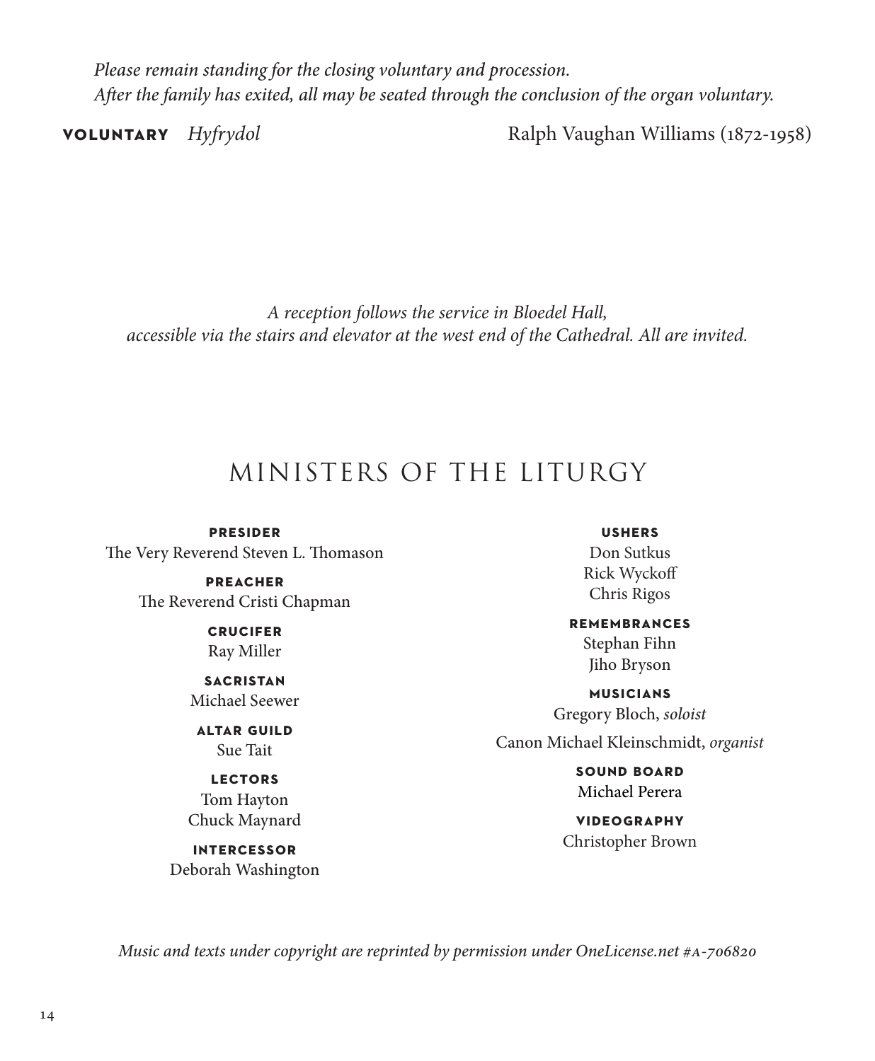*Please remain standing for the closing voluntary and procession.*
*After the family has exited, all may be seated through the conclusion of the organ voluntary.*

**VOLUNTARY** *Hyfrydol* Ralph Vaughan Williams (1872-1958)

*A reception follows the service in Bloedel Hall,*
*accessible via the stairs and elevator at the west end of the Cathedral. All are invited.*

# MINISTERS OF THE LITURGY

**PRESIDER**
The Very Reverend Steven L. Thomason

**PREACHER**
The Reverend Cristi Chapman

**CRUCIFER**
Ray Miller

**SACRISTAN**
Michael Seewer

**ALTAR GUILD**
Sue Tait

**LECTORS**
Tom Hayton
Chuck Maynard

**INTERCESSOR**
Deborah Washington

**USHERS**
Don Sutkus
Rick Wyckoff
Chris Rigos

**REMEMBRANCES**
Stephan Fihn
Jiho Bryson

**MUSICIANS**
Gregory Bloch, *soloist*
Canon Michael Kleinschmidt, *organist*

**SOUND BOARD**
Michael Perera

**VIDEOGRAPHY**
Christopher Brown

*Music and texts under copyright are reprinted by permission under OneLicense.net #A-706820*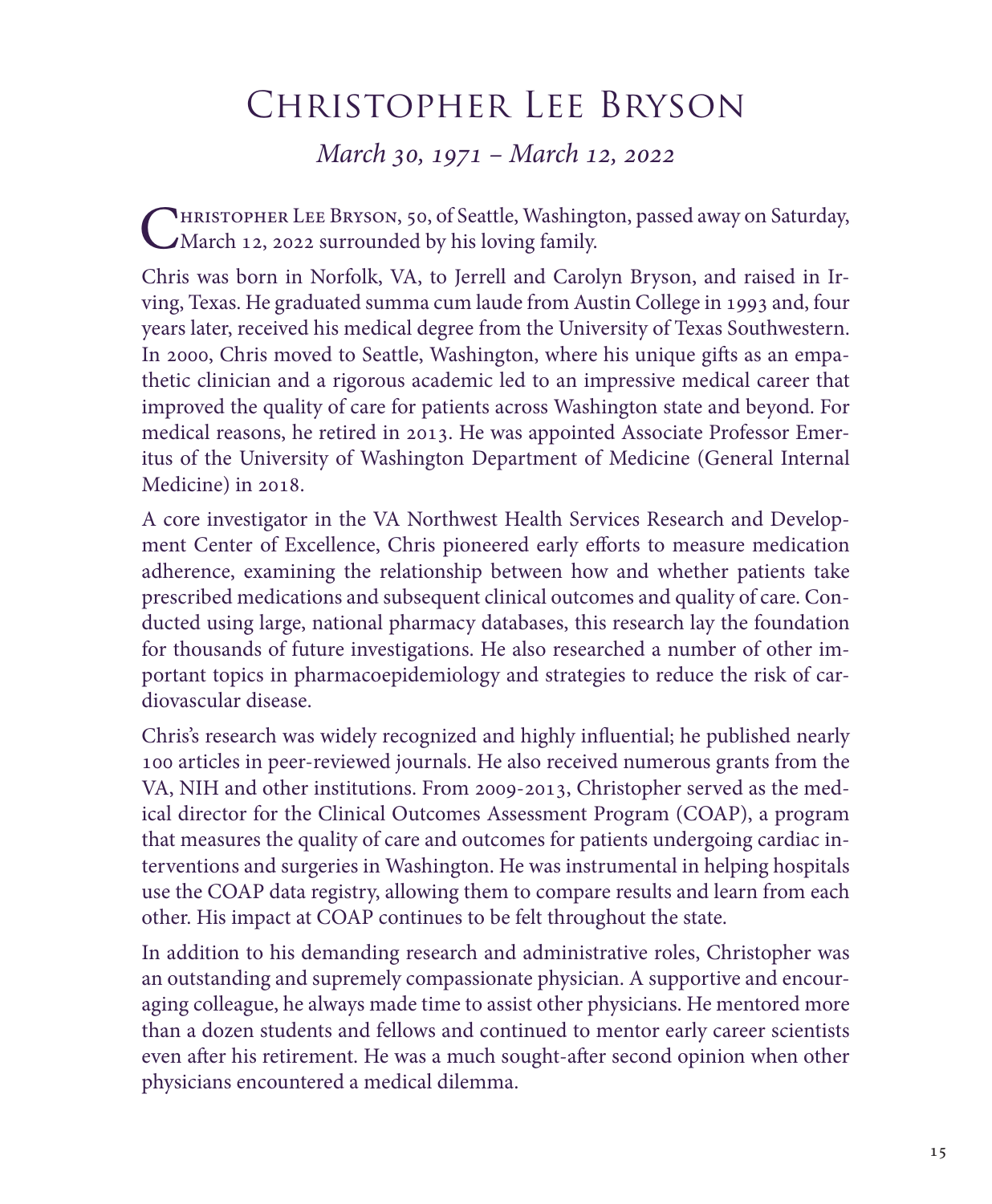# Christopher Lee Bryson

*March 30, 1971 – March 12, 2022*

Christopher Lee Bryson, 50, of Seattle, Washington, passed away on Saturday, March 12, 2022 surrounded by his loving family.

Chris was born in Norfolk, VA, to Jerrell and Carolyn Bryson, and raised in Irving, Texas. He graduated summa cum laude from Austin College in 1993 and, four years later, received his medical degree from the University of Texas Southwestern. In 2000, Chris moved to Seattle, Washington, where his unique gifts as an empathetic clinician and a rigorous academic led to an impressive medical career that improved the quality of care for patients across Washington state and beyond. For medical reasons, he retired in 2013. He was appointed Associate Professor Emeritus of the University of Washington Department of Medicine (General Internal Medicine) in 2018.

A core investigator in the VA Northwest Health Services Research and Development Center of Excellence, Chris pioneered early efforts to measure medication adherence, examining the relationship between how and whether patients take prescribed medications and subsequent clinical outcomes and quality of care. Conducted using large, national pharmacy databases, this research lay the foundation for thousands of future investigations. He also researched a number of other important topics in pharmacoepidemiology and strategies to reduce the risk of cardiovascular disease.

Chris's research was widely recognized and highly influential; he published nearly 100 articles in peer-reviewed journals. He also received numerous grants from the VA, NIH and other institutions. From 2009-2013, Christopher served as the medical director for the Clinical Outcomes Assessment Program (COAP), a program that measures the quality of care and outcomes for patients undergoing cardiac interventions and surgeries in Washington. He was instrumental in helping hospitals use the COAP data registry, allowing them to compare results and learn from each other. His impact at COAP continues to be felt throughout the state.

In addition to his demanding research and administrative roles, Christopher was an outstanding and supremely compassionate physician. A supportive and encouraging colleague, he always made time to assist other physicians. He mentored more than a dozen students and fellows and continued to mentor early career scientists even after his retirement. He was a much sought-after second opinion when other physicians encountered a medical dilemma.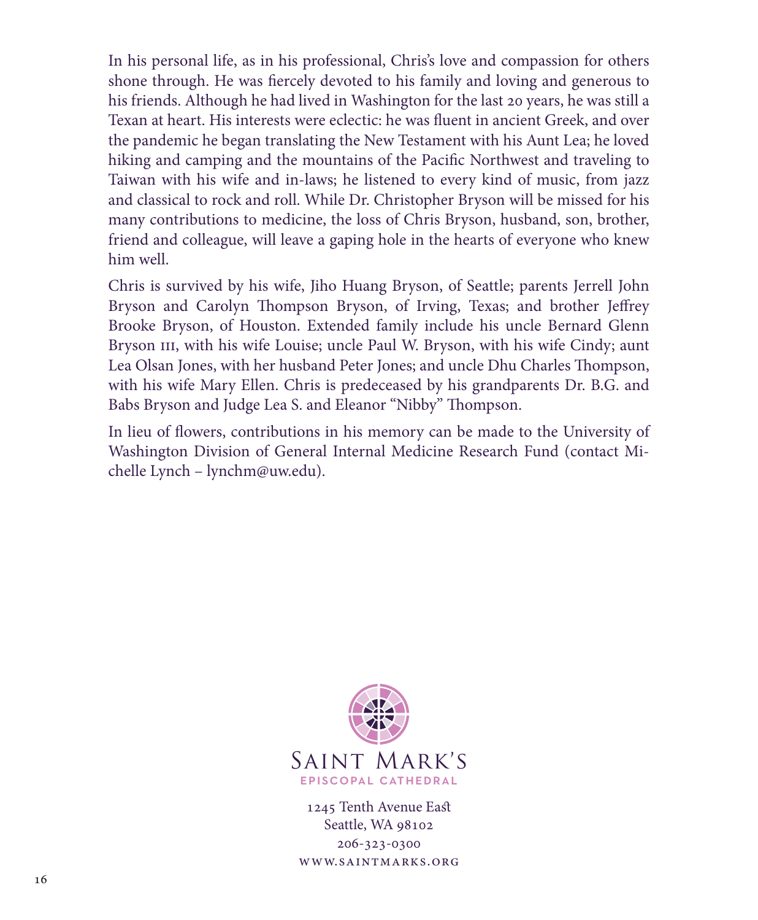In his personal life, as in his professional, Chris's love and compassion for others shone through. He was fiercely devoted to his family and loving and generous to his friends. Although he had lived in Washington for the last 20 years, he was still a Texan at heart. His interests were eclectic: he was fluent in ancient Greek, and over the pandemic he began translating the New Testament with his Aunt Lea; he loved hiking and camping and the mountains of the Pacific Northwest and traveling to Taiwan with his wife and in-laws; he listened to every kind of music, from jazz and classical to rock and roll. While Dr. Christopher Bryson will be missed for his many contributions to medicine, the loss of Chris Bryson, husband, son, brother, friend and colleague, will leave a gaping hole in the hearts of everyone who knew him well.

Chris is survived by his wife, Jiho Huang Bryson, of Seattle; parents Jerrell John Bryson and Carolyn Thompson Bryson, of Irving, Texas; and brother Jeffrey Brooke Bryson, of Houston. Extended family include his uncle Bernard Glenn Bryson III, with his wife Louise; uncle Paul W. Bryson, with his wife Cindy; aunt Lea Olsan Jones, with her husband Peter Jones; and uncle Dhu Charles Thompson, with his wife Mary Ellen. Chris is predeceased by his grandparents Dr. B.G. and Babs Bryson and Judge Lea S. and Eleanor "Nibby" Thompson.

In lieu of flowers, contributions in his memory can be made to the University of Washington Division of General Internal Medicine Research Fund (contact Michelle Lynch – lynchm@uw.edu).

Saint Mark's
EPISCOPAL CATHEDRAL

1245 Tenth Avenue East
Seattle, WA 98102
206-323-0300
www.saintmarks.org